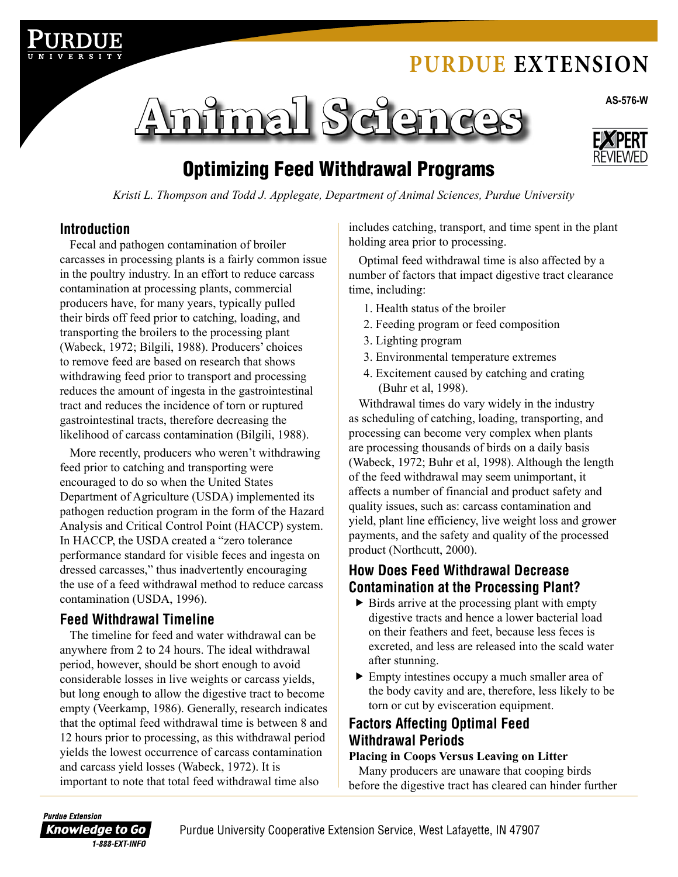PURDUE EXTENSION

AS-576-W

# Animal Sciences

EXPERT REVIEWED

## Optimizing Feed Withdrawal Programs

*Kristi L. Thompson and Todd J. Applegate, Department of Animal Sciences, Purdue University*

### Introduction

Fecal and pathogen contamination of broiler carcasses in processing plants is a fairly common issue in the poultry industry. In an effort to reduce carcass contamination at processing plants, commercial producers have, for many years, typically pulled their birds off feed prior to catching, loading, and transporting the broilers to the processing plant (Wabeck, 1972; Bilgili, 1988). Producers' choices to remove feed are based on research that shows withdrawing feed prior to transport and processing reduces the amount of ingesta in the gastrointestinal tract and reduces the incidence of torn or ruptured gastrointestinal tracts, therefore decreasing the likelihood of carcass contamination (Bilgili, 1988).

More recently, producers who weren't withdrawing feed prior to catching and transporting were encouraged to do so when the United States Department of Agriculture (USDA) implemented its pathogen reduction program in the form of the Hazard Analysis and Critical Control Point (HACCP) system. In HACCP, the USDA created a "zero tolerance performance standard for visible feces and ingesta on dressed carcasses," thus inadvertently encouraging the use of a feed withdrawal method to reduce carcass contamination (USDA, 1996).

### Feed Withdrawal Timeline

The timeline for feed and water withdrawal can be anywhere from 2 to 24 hours. The ideal withdrawal period, however, should be short enough to avoid considerable losses in live weights or carcass yields, but long enough to allow the digestive tract to become empty (Veerkamp, 1986). Generally, research indicates that the optimal feed withdrawal time is between 8 and 12 hours prior to processing, as this withdrawal period yields the lowest occurrence of carcass contamination and carcass yield losses (Wabeck, 1972). It is important to note that total feed withdrawal time also includes catching, transport, and time spent in the plant holding area prior to processing.

Optimal feed withdrawal time is also affected by a number of factors that impact digestive tract clearance time, including:

1. Health status of the broiler
2. Feeding program or feed composition
3. Lighting program
3. Environmental temperature extremes
4. Excitement caused by catching and crating (Buhr et al, 1998).

Withdrawal times do vary widely in the industry as scheduling of catching, loading, transporting, and processing can become very complex when plants are processing thousands of birds on a daily basis (Wabeck, 1972; Buhr et al, 1998). Although the length of the feed withdrawal may seem unimportant, it affects a number of financial and product safety and quality issues, such as: carcass contamination and yield, plant line efficiency, live weight loss and grower payments, and the safety and quality of the processed product (Northcutt, 2000).

### How Does Feed Withdrawal Decrease Contamination at the Processing Plant?

- Birds arrive at the processing plant with empty digestive tracts and hence a lower bacterial load on their feathers and feet, because less feces is excreted, and less are released into the scald water after stunning.
- Empty intestines occupy a much smaller area of the body cavity and are, therefore, less likely to be torn or cut by evisceration equipment.

### Factors Affecting Optimal Feed Withdrawal Periods

**Placing in Coops Versus Leaving on Litter**

Many producers are unaware that cooping birds before the digestive tract has cleared can hinder further

Purdue Extension Knowledge to Go 1-888-EXT-INFO

Purdue University Cooperative Extension Service, West Lafayette, IN 47907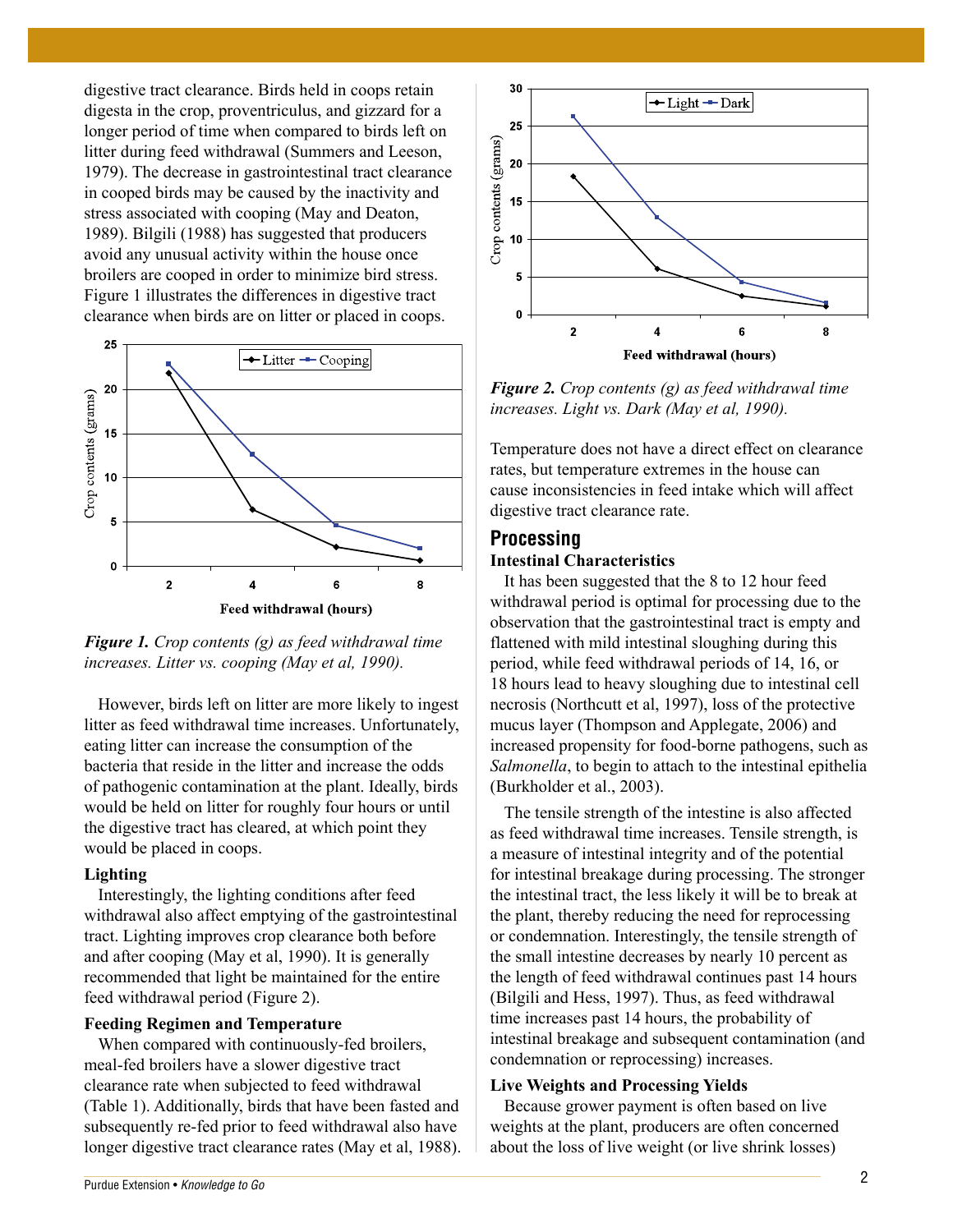digestive tract clearance. Birds held in coops retain digesta in the crop, proventriculus, and gizzard for a longer period of time when compared to birds left on litter during feed withdrawal (Summers and Leeson, 1979). The decrease in gastrointestinal tract clearance in cooped birds may be caused by the inactivity and stress associated with cooping (May and Deaton, 1989). Bilgili (1988) has suggested that producers avoid any unusual activity within the house once broilers are cooped in order to minimize bird stress. Figure 1 illustrates the differences in digestive tract clearance when birds are on litter or placed in coops.

***Figure 1.*** *Crop contents (g) as feed withdrawal time increases. Litter vs. cooping (May et al, 1990).*

However, birds left on litter are more likely to ingest litter as feed withdrawal time increases. Unfortunately, eating litter can increase the consumption of the bacteria that reside in the litter and increase the odds of pathogenic contamination at the plant. Ideally, birds would be held on litter for roughly four hours or until the digestive tract has cleared, at which point they would be placed in coops.

### Lighting

Interestingly, the lighting conditions after feed withdrawal also affect emptying of the gastrointestinal tract. Lighting improves crop clearance both before and after cooping (May et al, 1990). It is generally recommended that light be maintained for the entire feed withdrawal period (Figure 2).

### Feeding Regimen and Temperature

When compared with continuously-fed broilers, meal-fed broilers have a slower digestive tract clearance rate when subjected to feed withdrawal (Table 1). Additionally, birds that have been fasted and subsequently re-fed prior to feed withdrawal also have longer digestive tract clearance rates (May et al, 1988).

***Figure 2.*** *Crop contents (g) as feed withdrawal time increases. Light vs. Dark (May et al, 1990).*

Temperature does not have a direct effect on clearance rates, but temperature extremes in the house can cause inconsistencies in feed intake which will affect digestive tract clearance rate.

## Processing

### Intestinal Characteristics

It has been suggested that the 8 to 12 hour feed withdrawal period is optimal for processing due to the observation that the gastrointestinal tract is empty and flattened with mild intestinal sloughing during this period, while feed withdrawal periods of 14, 16, or 18 hours lead to heavy sloughing due to intestinal cell necrosis (Northcutt et al, 1997), loss of the protective mucus layer (Thompson and Applegate, 2006) and increased propensity for food-borne pathogens, such as *Salmonella*, to begin to attach to the intestinal epithelia (Burkholder et al., 2003).

The tensile strength of the intestine is also affected as feed withdrawal time increases. Tensile strength, is a measure of intestinal integrity and of the potential for intestinal breakage during processing. The stronger the intestinal tract, the less likely it will be to break at the plant, thereby reducing the need for reprocessing or condemnation. Interestingly, the tensile strength of the small intestine decreases by nearly 10 percent as the length of feed withdrawal continues past 14 hours (Bilgili and Hess, 1997). Thus, as feed withdrawal time increases past 14 hours, the probability of intestinal breakage and subsequent contamination (and condemnation or reprocessing) increases.

### Live Weights and Processing Yields

Because grower payment is often based on live weights at the plant, producers are often concerned about the loss of live weight (or live shrink losses)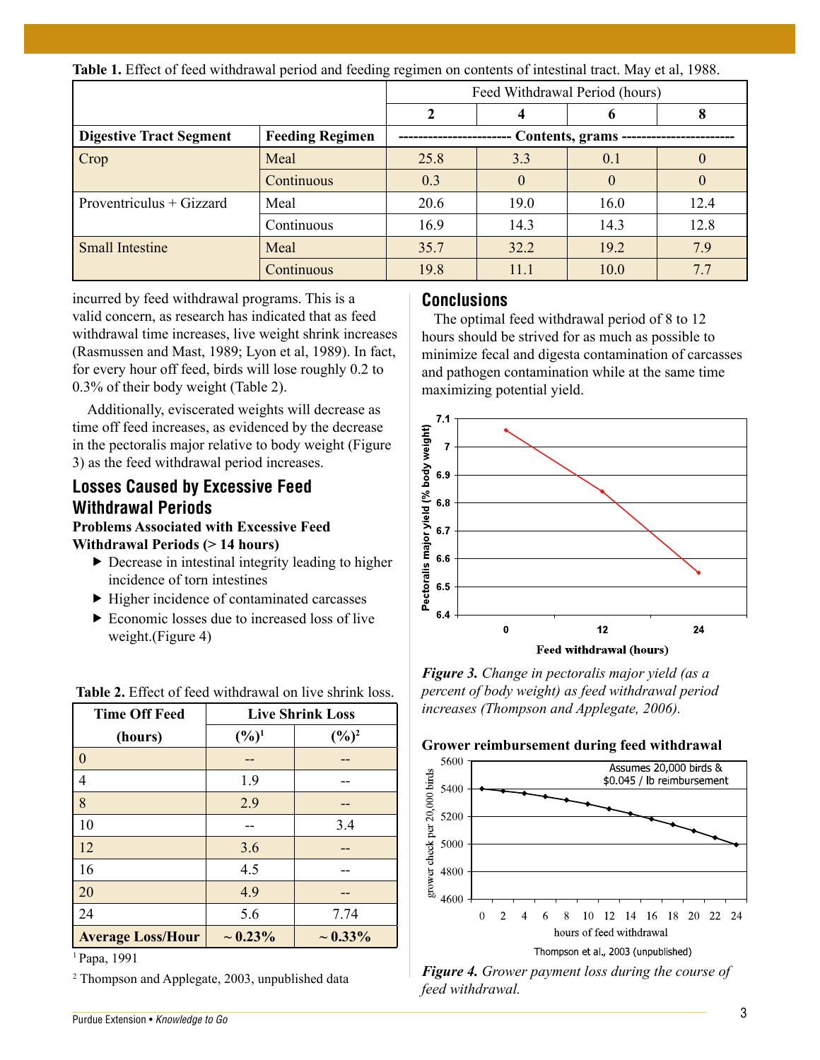**Table 1.** Effect of feed withdrawal period and feeding regimen on contents of intestinal tract. May et al, 1988.

| | | Feed Withdrawal Period (hours) | | | |
|---|---|---|---|---|---|
| | | **2** | **4** | **6** | **8** |
| **Digestive Tract Segment** | **Feeding Regimen** | **Contents, grams** | | | |
| Crop | Meal | 25.8 | 3.3 | 0.1 | 0 |
| | Continuous | 0.3 | 0 | 0 | 0 |
| Proventriculus + Gizzard | Meal | 20.6 | 19.0 | 16.0 | 12.4 |
| | Continuous | 16.9 | 14.3 | 14.3 | 12.8 |
| Small Intestine | Meal | 35.7 | 32.2 | 19.2 | 7.9 |
| | Continuous | 19.8 | 11.1 | 10.0 | 7.7 |

incurred by feed withdrawal programs. This is a valid concern, as research has indicated that as feed withdrawal time increases, live weight shrink increases (Rasmussen and Mast, 1989; Lyon et al, 1989). In fact, for every hour off feed, birds will lose roughly 0.2 to 0.3% of their body weight (Table 2).

Additionally, eviscerated weights will decrease as time off feed increases, as evidenced by the decrease in the pectoralis major relative to body weight (Figure 3) as the feed withdrawal period increases.

## Losses Caused by Excessive Feed Withdrawal Periods

**Problems Associated with Excessive Feed Withdrawal Periods (> 14 hours)**

- Decrease in intestinal integrity leading to higher incidence of torn intestines
- Higher incidence of contaminated carcasses
- Economic losses due to increased loss of live weight.(Figure 4)

**Table 2.** Effect of feed withdrawal on live shrink loss.

| Time Off Feed (hours) | Live Shrink Loss (%)[1] | Live Shrink Loss (%)[2] |
|---|---|---|
| 0 | -- | -- |
| 4 | 1.9 | -- |
| 8 | 2.9 | -- |
| 10 | -- | 3.4 |
| 12 | 3.6 | -- |
| 16 | 4.5 | -- |
| 20 | 4.9 | -- |
| 24 | 5.6 | 7.74 |
| **Average Loss/Hour** | **~ 0.23%** | **~ 0.33%** |

[1] Papa, 1991

[2] Thompson and Applegate, 2003, unpublished data

## Conclusions

The optimal feed withdrawal period of 8 to 12 hours should be strived for as much as possible to minimize fecal and digesta contamination of carcasses and pathogen contamination while at the same time maximizing potential yield.

*Figure 3. Change in pectoralis major yield (as a percent of body weight) as feed withdrawal period increases (Thompson and Applegate, 2006).*

*Figure 4. Grower payment loss during the course of feed withdrawal.*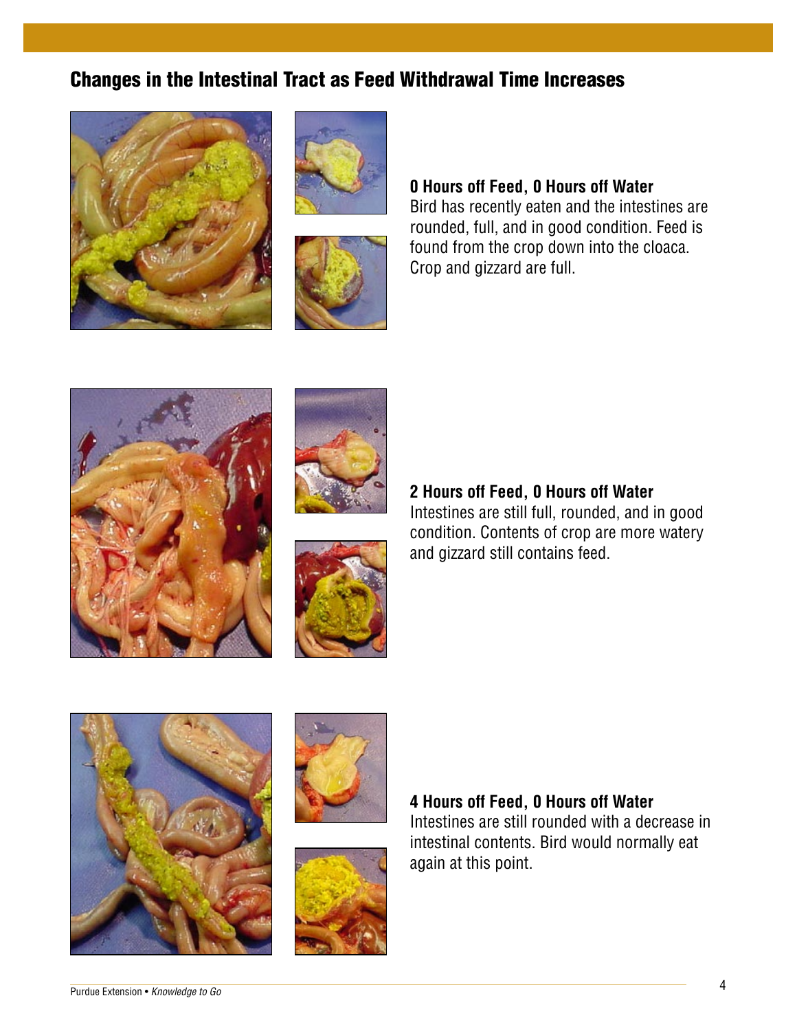## Changes in the Intestinal Tract as Feed Withdrawal Time Increases

**0 Hours off Feed, 0 Hours off Water**
Bird has recently eaten and the intestines are rounded, full, and in good condition. Feed is found from the crop down into the cloaca. Crop and gizzard are full.

**2 Hours off Feed, 0 Hours off Water**
Intestines are still full, rounded, and in good condition. Contents of crop are more watery and gizzard still contains feed.

**4 Hours off Feed, 0 Hours off Water**
Intestines are still rounded with a decrease in intestinal contents. Bird would normally eat again at this point.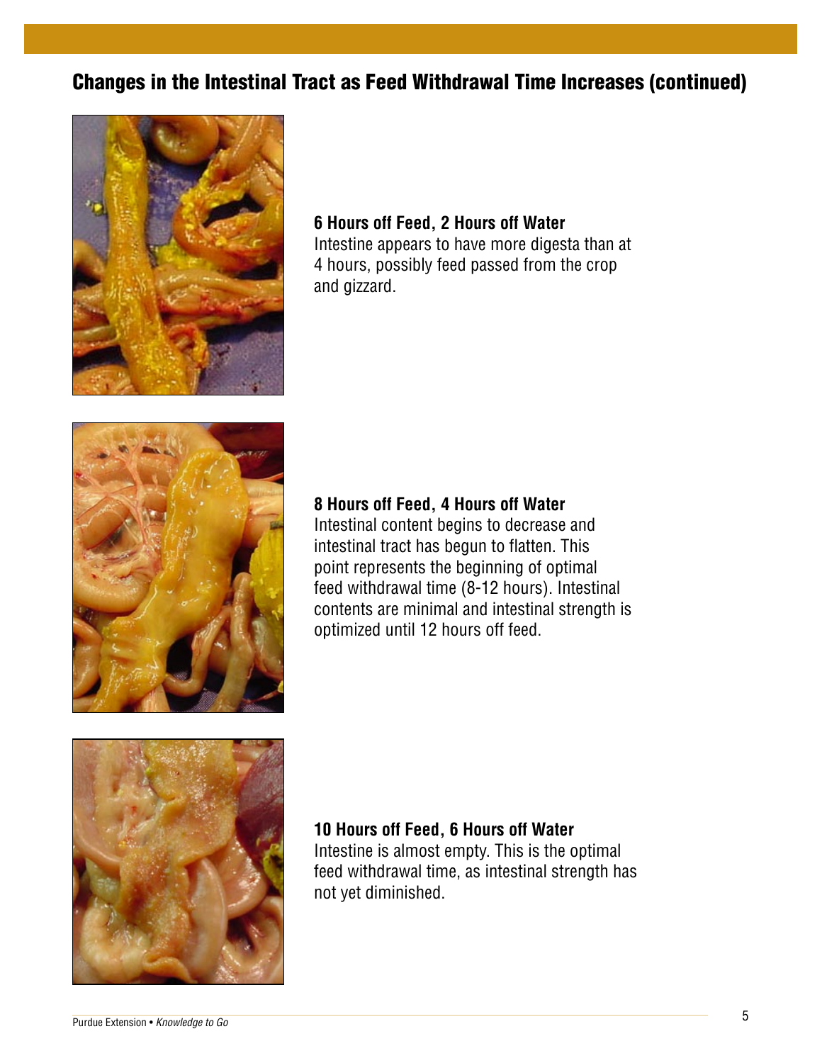## Changes in the Intestinal Tract as Feed Withdrawal Time Increases (continued)

**6 Hours off Feed, 2 Hours off Water**
Intestine appears to have more digesta than at 4 hours, possibly feed passed from the crop and gizzard.

**8 Hours off Feed, 4 Hours off Water**
Intestinal content begins to decrease and intestinal tract has begun to flatten. This point represents the beginning of optimal feed withdrawal time (8-12 hours). Intestinal contents are minimal and intestinal strength is optimized until 12 hours off feed.

**10 Hours off Feed, 6 Hours off Water**
Intestine is almost empty. This is the optimal feed withdrawal time, as intestinal strength has not yet diminished.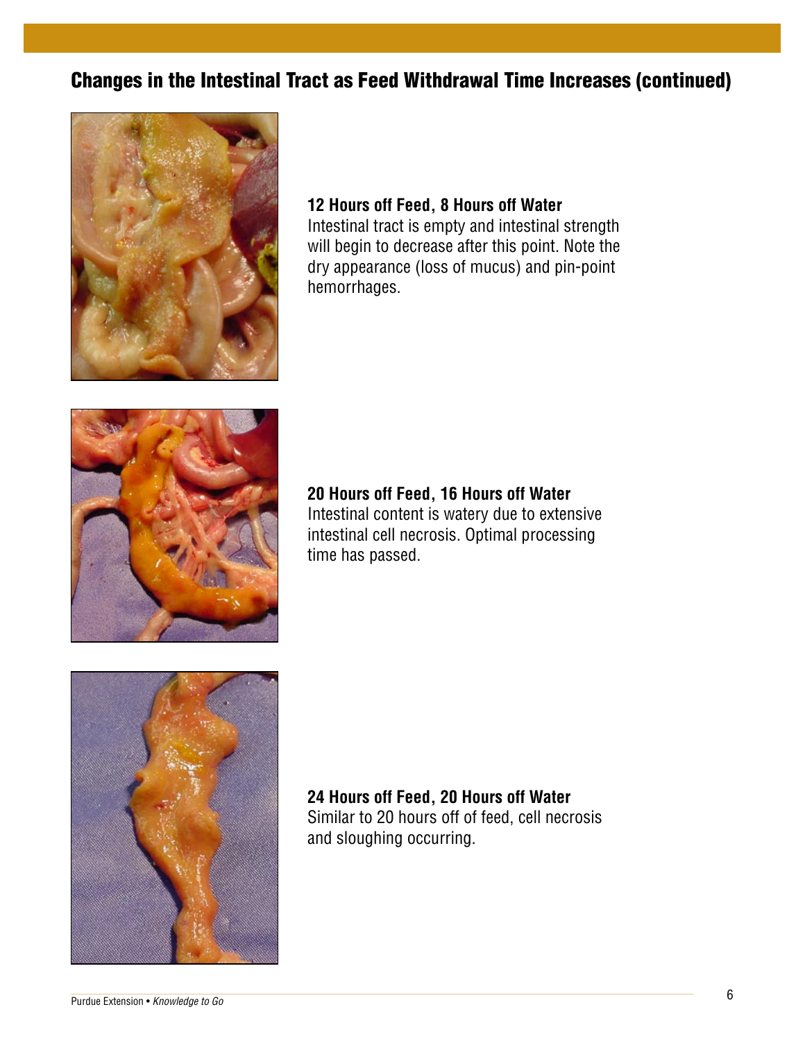## Changes in the Intestinal Tract as Feed Withdrawal Time Increases (continued)

**12 Hours off Feed, 8 Hours off Water**
Intestinal tract is empty and intestinal strength will begin to decrease after this point. Note the dry appearance (loss of mucus) and pin-point hemorrhages.

**20 Hours off Feed, 16 Hours off Water**
Intestinal content is watery due to extensive intestinal cell necrosis. Optimal processing time has passed.

**24 Hours off Feed, 20 Hours off Water**
Similar to 20 hours off of feed, cell necrosis and sloughing occurring.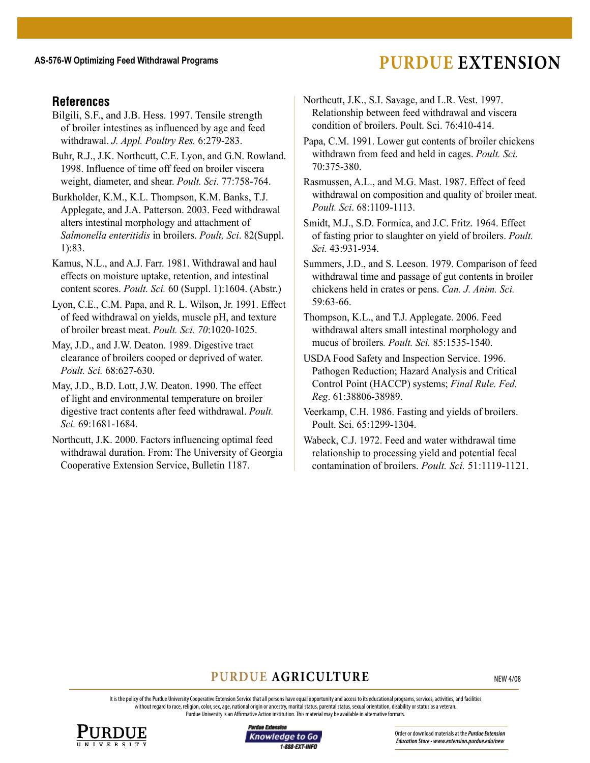## References

Bilgili, S.F., and J.B. Hess. 1997. Tensile strength of broiler intestines as influenced by age and feed withdrawal. *J. Appl. Poultry Res.* 6:279-283.

Buhr, R.J., J.K. Northcutt, C.E. Lyon, and G.N. Rowland. 1998. Influence of time off feed on broiler viscera weight, diameter, and shear. *Poult. Sci*. 77:758-764.

Burkholder, K.M., K.L. Thompson, K.M. Banks, T.J. Applegate, and J.A. Patterson. 2003. Feed withdrawal alters intestinal morphology and attachment of *Salmonella enteritidis* in broilers. *Poult, Sci*. 82(Suppl. 1):83.

Kamus, N.L., and A.J. Farr. 1981. Withdrawal and haul effects on moisture uptake, retention, and intestinal content scores. *Poult. Sci.* 60 (Suppl. 1):1604. (Abstr.)

Lyon, C.E., C.M. Papa, and R. L. Wilson, Jr. 1991. Effect of feed withdrawal on yields, muscle pH, and texture of broiler breast meat. *Poult. Sci. 70*:1020-1025.

May, J.D., and J.W. Deaton. 1989. Digestive tract clearance of broilers cooped or deprived of water. *Poult. Sci.* 68:627-630.

May, J.D., B.D. Lott, J.W. Deaton. 1990. The effect of light and environmental temperature on broiler digestive tract contents after feed withdrawal. *Poult. Sci.* 69:1681-1684.

Northcutt, J.K. 2000. Factors influencing optimal feed withdrawal duration. From: The University of Georgia Cooperative Extension Service, Bulletin 1187.

Northcutt, J.K., S.I. Savage, and L.R. Vest. 1997. Relationship between feed withdrawal and viscera condition of broilers. Poult. Sci. 76:410-414.

Papa, C.M. 1991. Lower gut contents of broiler chickens withdrawn from feed and held in cages. *Poult. Sci.* 70:375-380.

Rasmussen, A.L., and M.G. Mast. 1987. Effect of feed withdrawal on composition and quality of broiler meat. *Poult. Sci*. 68:1109-1113.

Smidt, M.J., S.D. Formica, and J.C. Fritz. 1964. Effect of fasting prior to slaughter on yield of broilers. *Poult. Sci.* 43:931-934.

Summers, J.D., and S. Leeson. 1979. Comparison of feed withdrawal time and passage of gut contents in broiler chickens held in crates or pens. *Can. J. Anim. Sci.* 59:63-66.

Thompson, K.L., and T.J. Applegate. 2006. Feed withdrawal alters small intestinal morphology and mucus of broilers*.* *Poult. Sci.* 85:1535-1540.

USDA Food Safety and Inspection Service. 1996. Pathogen Reduction; Hazard Analysis and Critical Control Point (HACCP) systems; *Final Rule. Fed. Reg*. 61:38806-38989.

Veerkamp, C.H. 1986. Fasting and yields of broilers. Poult. Sci. 65:1299-1304.

Wabeck, C.J. 1972. Feed and water withdrawal time relationship to processing yield and potential fecal contamination of broilers. *Poult. Sci.* 51:1119-1121.

PURDUE AGRICULTURE

NEW 4/08

It is the policy of the Purdue University Cooperative Extension Service that all persons have equal opportunity and access to its educational programs, services, activities, and facilities without regard to race, religion, color, sex, age, national origin or ancestry, marital status, parental status, sexual orientation, disability or status as a veteran. Purdue University is an Affirmative Action institution. This material may be available in alternative formats.

Purdue Extension Knowledge to Go 1-888-EXT-INFO

Order or download materials at the *Purdue Extension Education Store • www.extension.purdue.edu/new*